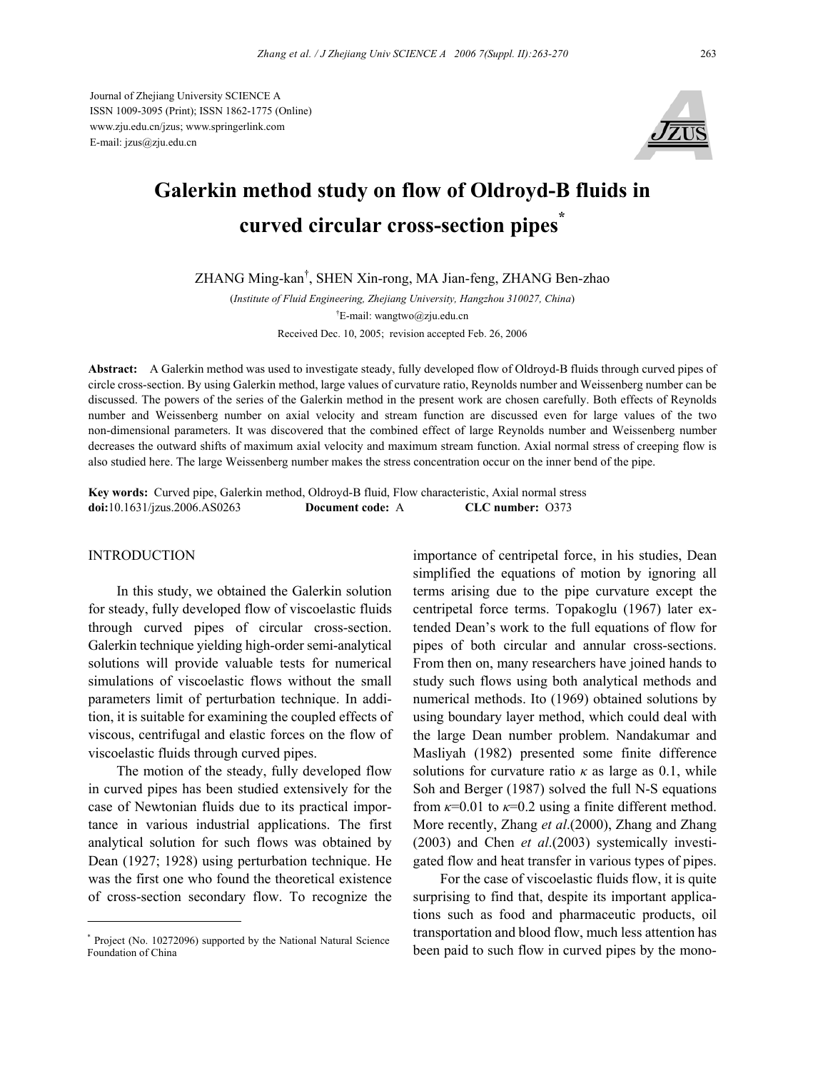Journal of Zhejiang University SCIENCE A
ISSN 1009-3095 (Print); ISSN 1862-1775 (Online)
www.zju.edu.cn/jzus; www.springerlink.com
E-mail: jzus@zju.edu.cn

# Galerkin method study on flow of Oldroyd-B fluids in curved circular cross-section pipes*

ZHANG Ming-kan†, SHEN Xin-rong, MA Jian-feng, ZHANG Ben-zhao

(*Institute of Fluid Engineering, Zhejiang University, Hangzhou 310027, China*)

†E-mail: wangtwo@zju.edu.cn

Received Dec. 10, 2005; revision accepted Feb. 26, 2006

**Abstract:** A Galerkin method was used to investigate steady, fully developed flow of Oldroyd-B fluids through curved pipes of circle cross-section. By using Galerkin method, large values of curvature ratio, Reynolds number and Weissenberg number can be discussed. The powers of the series of the Galerkin method in the present work are chosen carefully. Both effects of Reynolds number and Weissenberg number on axial velocity and stream function are discussed even for large values of the two non-dimensional parameters. It was discovered that the combined effect of large Reynolds number and Weissenberg number decreases the outward shifts of maximum axial velocity and maximum stream function. Axial normal stress of creeping flow is also studied here. The large Weissenberg number makes the stress concentration occur on the inner bend of the pipe.

**Key words:** Curved pipe, Galerkin method, Oldroyd-B fluid, Flow characteristic, Axial normal stress
**doi:**10.1631/jzus.2006.AS0263 **Document code:** A **CLC number:** O373

## INTRODUCTION

In this study, we obtained the Galerkin solution for steady, fully developed flow of viscoelastic fluids through curved pipes of circular cross-section. Galerkin technique yielding high-order semi-analytical solutions will provide valuable tests for numerical simulations of viscoelastic flows without the small parameters limit of perturbation technique. In addition, it is suitable for examining the coupled effects of viscous, centrifugal and elastic forces on the flow of viscoelastic fluids through curved pipes.

The motion of the steady, fully developed flow in curved pipes has been studied extensively for the case of Newtonian fluids due to its practical importance in various industrial applications. The first analytical solution for such flows was obtained by Dean (1927; 1928) using perturbation technique. He was the first one who found the theoretical existence of cross-section secondary flow. To recognize the importance of centripetal force, in his studies, Dean simplified the equations of motion by ignoring all terms arising due to the pipe curvature except the centripetal force terms. Topakoglu (1967) later extended Dean's work to the full equations of flow for pipes of both circular and annular cross-sections. From then on, many researchers have joined hands to study such flows using both analytical methods and numerical methods. Ito (1969) obtained solutions by using boundary layer method, which could deal with the large Dean number problem. Nandakumar and Masliyah (1982) presented some finite difference solutions for curvature ratio $\kappa$ as large as 0.1, while Soh and Berger (1987) solved the full N-S equations from $\kappa$=0.01 to $\kappa$=0.2 using a finite different method. More recently, Zhang *et al*.(2000), Zhang and Zhang (2003) and Chen *et al*.(2003) systemically investigated flow and heat transfer in various types of pipes.

For the case of viscoelastic fluids flow, it is quite surprising to find that, despite its important applications such as food and pharmaceutic products, oil transportation and blood flow, much less attention has been paid to such flow in curved pipes by the mono-

* Project (No. 10272096) supported by the National Natural Science Foundation of China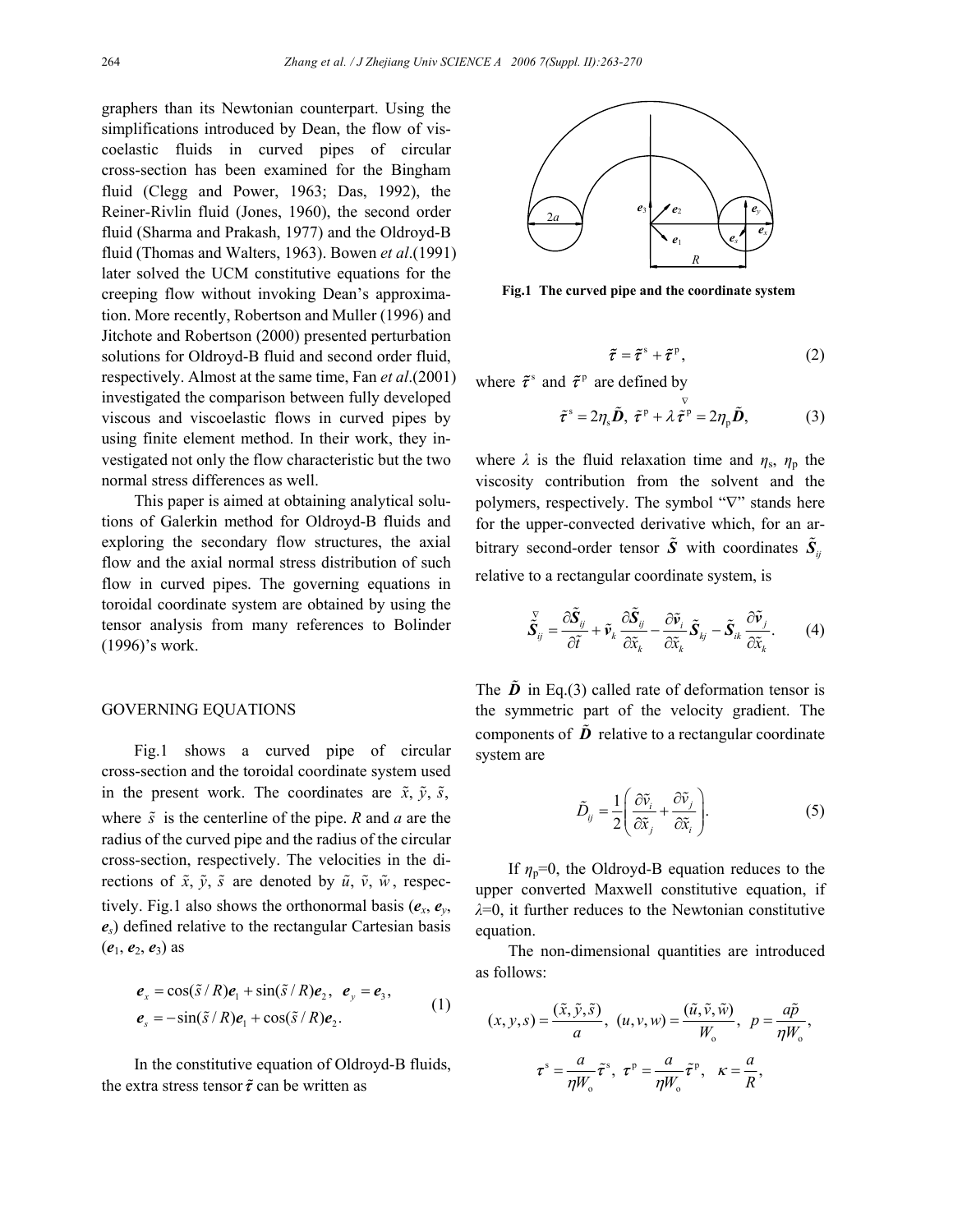graphers than its Newtonian counterpart. Using the simplifications introduced by Dean, the flow of viscoelastic fluids in curved pipes of circular cross-section has been examined for the Bingham fluid (Clegg and Power, 1963; Das, 1992), the Reiner-Rivlin fluid (Jones, 1960), the second order fluid (Sharma and Prakash, 1977) and the Oldroyd-B fluid (Thomas and Walters, 1963). Bowen *et al*.(1991) later solved the UCM constitutive equations for the creeping flow without invoking Dean's approximation. More recently, Robertson and Muller (1996) and Jitchote and Robertson (2000) presented perturbation solutions for Oldroyd-B fluid and second order fluid, respectively. Almost at the same time, Fan *et al*.(2001) investigated the comparison between fully developed viscous and viscoelastic flows in curved pipes by using finite element method. In their work, they investigated not only the flow characteristic but the two normal stress differences as well.

This paper is aimed at obtaining analytical solutions of Galerkin method for Oldroyd-B fluids and exploring the secondary flow structures, the axial flow and the axial normal stress distribution of such flow in curved pipes. The governing equations in toroidal coordinate system are obtained by using the tensor analysis from many references to Bolinder (1996)'s work.

## GOVERNING EQUATIONS

Fig.1 shows a curved pipe of circular cross-section and the toroidal coordinate system used in the present work. The coordinates are $\tilde{x}$, $\tilde{y}$, $\tilde{s}$, where $\tilde{s}$ is the centerline of the pipe. $R$ and $a$ are the radius of the curved pipe and the radius of the circular cross-section, respectively. The velocities in the directions of $\tilde{x}$, $\tilde{y}$, $\tilde{s}$ are denoted by $\tilde{u}$, $\tilde{v}$, $\tilde{w}$, respectively. Fig.1 also shows the orthonormal basis ($\boldsymbol{e}_x$, $\boldsymbol{e}_y$, $\boldsymbol{e}_s$) defined relative to the rectangular Cartesian basis ($\boldsymbol{e}_1$, $\boldsymbol{e}_2$, $\boldsymbol{e}_3$) as

$$\boldsymbol{e}_x = \cos(\tilde{s}/R)\boldsymbol{e}_1 + \sin(\tilde{s}/R)\boldsymbol{e}_2,\ \ \boldsymbol{e}_y = \boldsymbol{e}_3,$$
$$\boldsymbol{e}_s = -\sin(\tilde{s}/R)\boldsymbol{e}_1 + \cos(\tilde{s}/R)\boldsymbol{e}_2. \tag{1}$$

In the constitutive equation of Oldroyd-B fluids, the extra stress tensor $\tilde{\boldsymbol{\tau}}$ can be written as

**Fig.1 The curved pipe and the coordinate system**

$$\tilde{\boldsymbol{\tau}} = \tilde{\boldsymbol{\tau}}^{\mathrm{s}} + \tilde{\boldsymbol{\tau}}^{\mathrm{p}}, \tag{2}$$

where $\tilde{\boldsymbol{\tau}}^{\mathrm{s}}$ and $\tilde{\boldsymbol{\tau}}^{\mathrm{p}}$ are defined by

$$\tilde{\boldsymbol{\tau}}^{\mathrm{s}} = 2\eta_{\mathrm{s}}\tilde{\boldsymbol{D}},\ \ \tilde{\boldsymbol{\tau}}^{\mathrm{p}} + \lambda\overset{\nabla}{\tilde{\boldsymbol{\tau}}}{}^{\mathrm{p}} = 2\eta_{\mathrm{p}}\tilde{\boldsymbol{D}}, \tag{3}$$

where $\lambda$ is the fluid relaxation time and $\eta_{\mathrm{s}}$, $\eta_{\mathrm{p}}$ the viscosity contribution from the solvent and the polymers, respectively. The symbol "∇" stands here for the upper-convected derivative which, for an arbitrary second-order tensor $\tilde{\boldsymbol{S}}$ with coordinates $\tilde{\boldsymbol{S}}_{ij}$ relative to a rectangular coordinate system, is

$$\overset{\nabla}{\tilde{\boldsymbol{S}}}_{ij} = \frac{\partial\tilde{\boldsymbol{S}}_{ij}}{\partial\tilde{t}} + \tilde{\boldsymbol{v}}_k\frac{\partial\tilde{\boldsymbol{S}}_{ij}}{\partial\tilde{x}_k} - \frac{\partial\tilde{\boldsymbol{v}}_i}{\partial\tilde{x}_k}\tilde{\boldsymbol{S}}_{kj} - \tilde{\boldsymbol{S}}_{ik}\frac{\partial\tilde{\boldsymbol{v}}_j}{\partial\tilde{x}_k}. \tag{4}$$

The $\tilde{\boldsymbol{D}}$ in Eq.(3) called rate of deformation tensor is the symmetric part of the velocity gradient. The components of $\tilde{\boldsymbol{D}}$ relative to a rectangular coordinate system are

$$\tilde{D}_{ij} = \frac{1}{2}\left(\frac{\partial\tilde{v}_i}{\partial\tilde{x}_j} + \frac{\partial\tilde{v}_j}{\partial\tilde{x}_i}\right). \tag{5}$$

If $\eta_{\mathrm{p}}$=0, the Oldroyd-B equation reduces to the upper converted Maxwell constitutive equation, if $\lambda$=0, it further reduces to the Newtonian constitutive equation.

The non-dimensional quantities are introduced as follows:

$$(x,y,s) = \frac{(\tilde{x},\tilde{y},\tilde{s})}{a},\ \ (u,v,w) = \frac{(\tilde{u},\tilde{v},\tilde{w})}{W_{\mathrm{o}}},\ \ p = \frac{a\tilde{p}}{\eta W_{\mathrm{o}}},$$

$$\boldsymbol{\tau}^{\mathrm{s}} = \frac{a}{\eta W_{\mathrm{o}}}\tilde{\boldsymbol{\tau}}^{\mathrm{s}},\ \ \boldsymbol{\tau}^{\mathrm{p}} = \frac{a}{\eta W_{\mathrm{o}}}\tilde{\boldsymbol{\tau}}^{\mathrm{p}},\ \ \kappa = \frac{a}{R},$$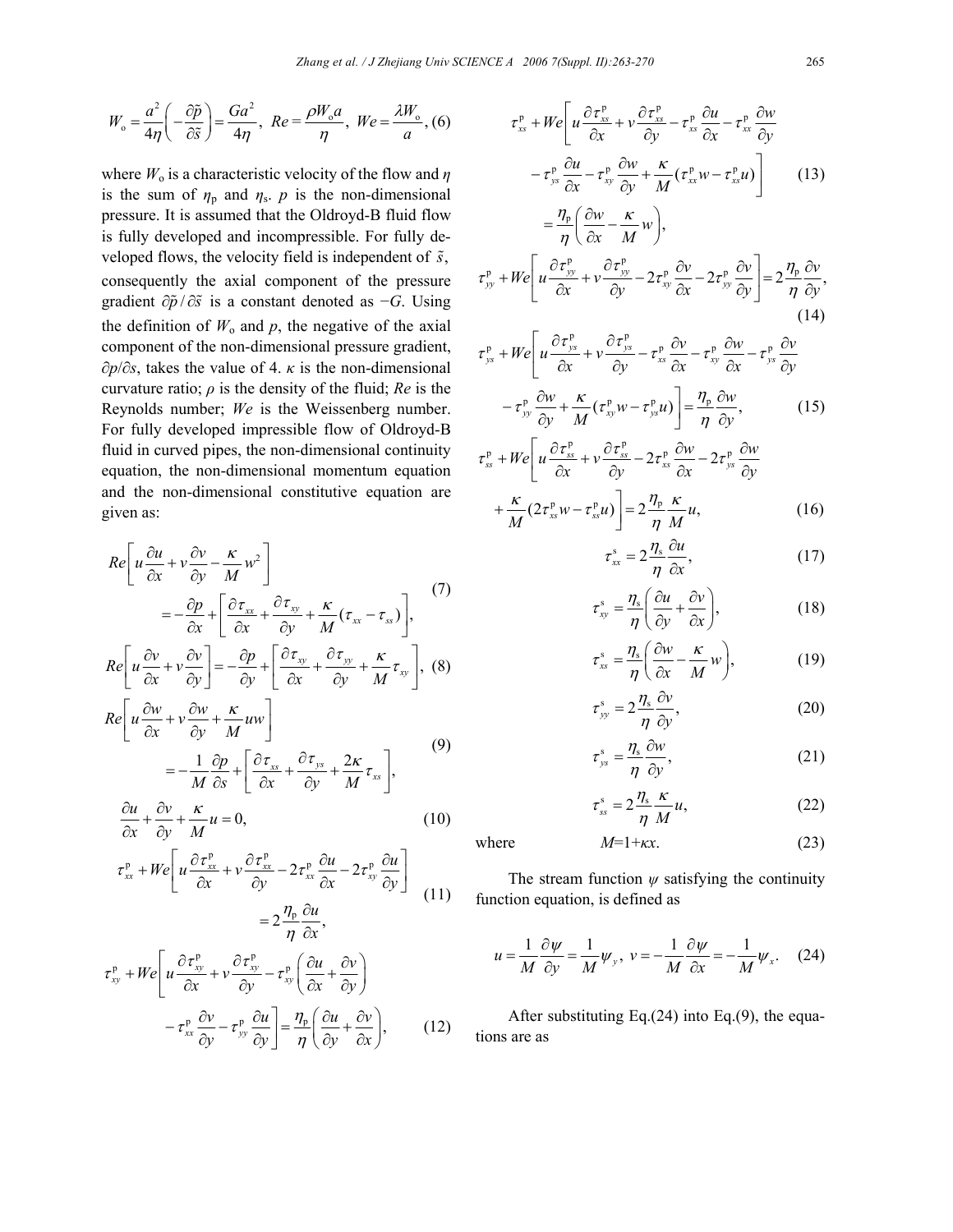$$W_{\mathrm{o}} = \frac{a^2}{4\eta}\left(-\frac{\partial \tilde{p}}{\partial \tilde{s}}\right) = \frac{Ga^2}{4\eta},\ Re = \frac{\rho W_{\mathrm{o}} a}{\eta},\ We = \frac{\lambda W_{\mathrm{o}}}{a}, \tag{6}$$

where $W_{\mathrm{o}}$ is a characteristic velocity of the flow and $\eta$ is the sum of $\eta_{\mathrm{p}}$ and $\eta_{\mathrm{s}}$. $p$ is the non-dimensional pressure. It is assumed that the Oldroyd-B fluid flow is fully developed and incompressible. For fully developed flows, the velocity field is independent of $\tilde{s}$, consequently the axial component of the pressure gradient $\partial\tilde{p}/\partial\tilde{s}$ is a constant denoted as $-G$. Using the definition of $W_{\mathrm{o}}$ and $p$, the negative of the axial component of the non-dimensional pressure gradient, $\partial p/\partial s$, takes the value of 4. $\kappa$ is the non-dimensional curvature ratio; $\rho$ is the density of the fluid; $Re$ is the Reynolds number; $We$ is the Weissenberg number. For fully developed impressible flow of Oldroyd-B fluid in curved pipes, the non-dimensional continuity equation, the non-dimensional momentum equation and the non-dimensional constitutive equation are given as:

$$Re\left[u\frac{\partial u}{\partial x} + v\frac{\partial u}{\partial y} - \frac{\kappa}{M}w^2\right] = -\frac{\partial p}{\partial x} + \left[\frac{\partial \tau_{xx}}{\partial x} + \frac{\partial \tau_{xy}}{\partial y} + \frac{\kappa}{M}(\tau_{xx} - \tau_{ss})\right], \tag{7}$$

$$Re\left[u\frac{\partial v}{\partial x} + v\frac{\partial v}{\partial y}\right] = -\frac{\partial p}{\partial y} + \left[\frac{\partial \tau_{xy}}{\partial x} + \frac{\partial \tau_{yy}}{\partial y} + \frac{\kappa}{M}\tau_{xy}\right], \tag{8}$$

$$Re\left[u\frac{\partial w}{\partial x} + v\frac{\partial w}{\partial y} + \frac{\kappa}{M}uw\right] = -\frac{1}{M}\frac{\partial p}{\partial s} + \left[\frac{\partial \tau_{xs}}{\partial x} + \frac{\partial \tau_{ys}}{\partial y} + \frac{2\kappa}{M}\tau_{xs}\right], \tag{9}$$

$$\frac{\partial u}{\partial x} + \frac{\partial v}{\partial y} + \frac{\kappa}{M}u = 0, \tag{10}$$

$$\tau_{xx}^{\mathrm{p}} + We\left[u\frac{\partial \tau_{xx}^{\mathrm{p}}}{\partial x} + v\frac{\partial \tau_{xx}^{\mathrm{p}}}{\partial y} - 2\tau_{xx}^{\mathrm{p}}\frac{\partial u}{\partial x} - 2\tau_{xy}^{\mathrm{p}}\frac{\partial u}{\partial y}\right] = 2\frac{\eta_{\mathrm{p}}}{\eta}\frac{\partial u}{\partial x}, \tag{11}$$

$$\tau_{xy}^{\mathrm{p}} + We\left[u\frac{\partial \tau_{xy}^{\mathrm{p}}}{\partial x} + v\frac{\partial \tau_{xy}^{\mathrm{p}}}{\partial y} - \tau_{xy}^{\mathrm{p}}\left(\frac{\partial u}{\partial x} + \frac{\partial v}{\partial y}\right) - \tau_{xx}^{\mathrm{p}}\frac{\partial v}{\partial y} - \tau_{yy}^{\mathrm{p}}\frac{\partial u}{\partial y}\right] = \frac{\eta_{\mathrm{p}}}{\eta}\left(\frac{\partial u}{\partial y} + \frac{\partial v}{\partial x}\right), \tag{12}$$

$$\tau_{xs}^{\mathrm{p}} + We\left[u\frac{\partial \tau_{xs}^{\mathrm{p}}}{\partial x} + v\frac{\partial \tau_{xs}^{\mathrm{p}}}{\partial y} - \tau_{xs}^{\mathrm{p}}\frac{\partial u}{\partial x} - \tau_{xx}^{\mathrm{p}}\frac{\partial w}{\partial y} - \tau_{ys}^{\mathrm{p}}\frac{\partial u}{\partial x} - \tau_{xy}^{\mathrm{p}}\frac{\partial w}{\partial y} + \frac{\kappa}{M}(\tau_{xx}^{\mathrm{p}}w - \tau_{xs}^{\mathrm{p}}u)\right] = \frac{\eta_{\mathrm{p}}}{\eta}\left(\frac{\partial w}{\partial x} - \frac{\kappa}{M}w\right), \tag{13}$$

$$\tau_{yy}^{\mathrm{p}} + We\left[u\frac{\partial \tau_{yy}^{\mathrm{p}}}{\partial x} + v\frac{\partial \tau_{yy}^{\mathrm{p}}}{\partial y} - 2\tau_{xy}^{\mathrm{p}}\frac{\partial v}{\partial x} - 2\tau_{yy}^{\mathrm{p}}\frac{\partial v}{\partial y}\right] = 2\frac{\eta_{\mathrm{p}}}{\eta}\frac{\partial v}{\partial y}, \tag{14}$$

$$\tau_{ys}^{\mathrm{p}} + We\left[u\frac{\partial \tau_{ys}^{\mathrm{p}}}{\partial x} + v\frac{\partial \tau_{ys}^{\mathrm{p}}}{\partial y} - \tau_{xs}^{\mathrm{p}}\frac{\partial v}{\partial x} - \tau_{xy}^{\mathrm{p}}\frac{\partial w}{\partial x} - \tau_{ys}^{\mathrm{p}}\frac{\partial v}{\partial y} - \tau_{yy}^{\mathrm{p}}\frac{\partial w}{\partial y} + \frac{\kappa}{M}(\tau_{xy}^{\mathrm{p}}w - \tau_{ys}^{\mathrm{p}}u)\right] = \frac{\eta_{\mathrm{p}}}{\eta}\frac{\partial w}{\partial y}, \tag{15}$$

$$\tau_{ss}^{\mathrm{p}} + We\left[u\frac{\partial \tau_{ss}^{\mathrm{p}}}{\partial x} + v\frac{\partial \tau_{ss}^{\mathrm{p}}}{\partial y} - 2\tau_{xs}^{\mathrm{p}}\frac{\partial w}{\partial x} - 2\tau_{ys}^{\mathrm{p}}\frac{\partial w}{\partial y} + \frac{\kappa}{M}(2\tau_{xs}^{\mathrm{p}}w - \tau_{ss}^{\mathrm{p}}u)\right] = 2\frac{\eta_{\mathrm{p}}}{\eta}\frac{\kappa}{M}u, \tag{16}$$

$$\tau_{xx}^{\mathrm{s}} = 2\frac{\eta_{\mathrm{s}}}{\eta}\frac{\partial u}{\partial x}, \tag{17}$$

$$\tau_{xy}^{\mathrm{s}} = \frac{\eta_{\mathrm{s}}}{\eta}\left(\frac{\partial u}{\partial y} + \frac{\partial v}{\partial x}\right), \tag{18}$$

$$\tau_{xs}^{\mathrm{s}} = \frac{\eta_{\mathrm{s}}}{\eta}\left(\frac{\partial w}{\partial x} - \frac{\kappa}{M}w\right), \tag{19}$$

$$\tau_{yy}^{\mathrm{s}} = 2\frac{\eta_{\mathrm{s}}}{\eta}\frac{\partial v}{\partial y}, \tag{20}$$

$$\tau_{ys}^{\mathrm{s}} = \frac{\eta_{\mathrm{s}}}{\eta}\frac{\partial w}{\partial y}, \tag{21}$$

$$\tau_{ss}^{\mathrm{s}} = 2\frac{\eta_{\mathrm{s}}}{\eta}\frac{\kappa}{M}u, \tag{22}$$

where $$M = 1 + \kappa x. \tag{23}$$

The stream function $\psi$ satisfying the continuity function equation, is defined as

$$u = \frac{1}{M}\frac{\partial \psi}{\partial y} = \frac{1}{M}\psi_y,\ v = -\frac{1}{M}\frac{\partial \psi}{\partial x} = -\frac{1}{M}\psi_x. \tag{24}$$

After substituting Eq.(24) into Eq.(9), the equations are as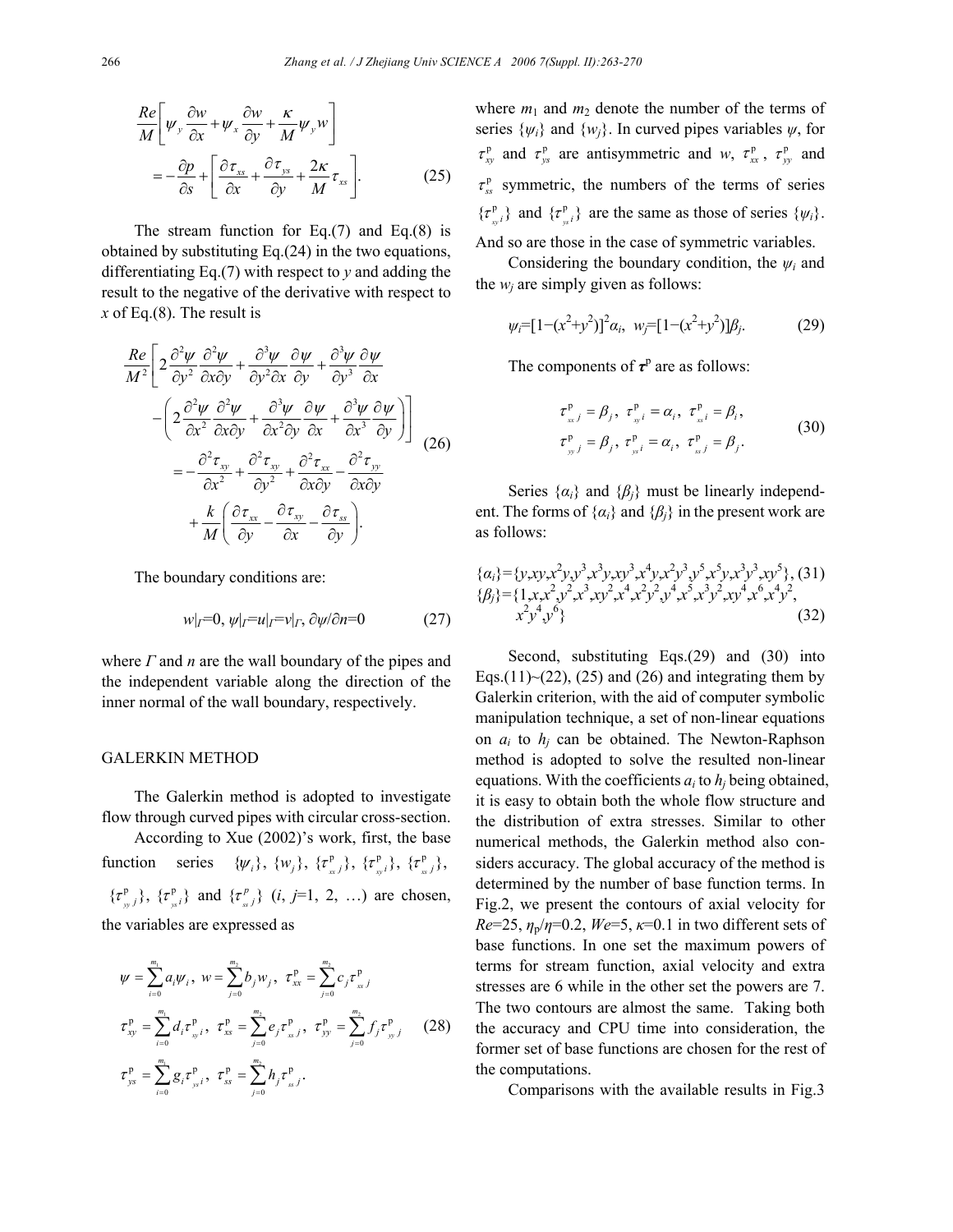$$\frac{Re}{M}\left[\psi_y\frac{\partial w}{\partial x}+\psi_x\frac{\partial w}{\partial y}+\frac{\kappa}{M}\psi_y w\right]$$
$$=-\frac{\partial p}{\partial s}+\left[\frac{\partial\tau_{xs}}{\partial x}+\frac{\partial\tau_{ys}}{\partial y}+\frac{2\kappa}{M}\tau_{xs}\right]. \quad (25)$$

The stream function for Eq.(7) and Eq.(8) is obtained by substituting Eq.(24) in the two equations, differentiating Eq.(7) with respect to $y$ and adding the result to the negative of the derivative with respect to $x$ of Eq.(8). The result is

$$\frac{Re}{M^2}\left[2\frac{\partial^2\psi}{\partial y^2}\frac{\partial^2\psi}{\partial x\partial y}+\frac{\partial^3\psi}{\partial y^2\partial x}\frac{\partial\psi}{\partial y}+\frac{\partial^3\psi}{\partial y^3}\frac{\partial\psi}{\partial x}\right.$$
$$\left.-\left(2\frac{\partial^2\psi}{\partial x^2}\frac{\partial^2\psi}{\partial x\partial y}+\frac{\partial^3\psi}{\partial x^2\partial y}\frac{\partial\psi}{\partial x}+\frac{\partial^3\psi}{\partial x^3}\frac{\partial\psi}{\partial y}\right)\right]$$
$$=-\frac{\partial^2\tau_{xy}}{\partial x^2}+\frac{\partial^2\tau_{xy}}{\partial y^2}+\frac{\partial^2\tau_{xx}}{\partial x\partial y}-\frac{\partial^2\tau_{yy}}{\partial x\partial y}$$
$$+\frac{k}{M}\left(\frac{\partial\tau_{xx}}{\partial y}-\frac{\partial\tau_{xy}}{\partial x}-\frac{\partial\tau_{ss}}{\partial y}\right). \quad (26)$$

The boundary conditions are:

$$w|_\Gamma=0,\ \psi|_\Gamma=u|_\Gamma=v|_\Gamma,\ \partial\psi/\partial n=0 \quad (27)$$

where $\Gamma$ and $n$ are the wall boundary of the pipes and the independent variable along the direction of the inner normal of the wall boundary, respectively.

## GALERKIN METHOD

The Galerkin method is adopted to investigate flow through curved pipes with circular cross-section.

According to Xue (2002)'s work, first, the base function series $\{\psi_i\}$, $\{w_j\}$, $\{\tau^{\rm p}_{xx\,j}\}$, $\{\tau^{\rm p}_{xy\,i}\}$, $\{\tau^{\rm p}_{xs\,j}\}$, $\{\tau^{\rm p}_{yy\,j}\}$, $\{\tau^{\rm p}_{ys\,i}\}$ and $\{\tau^{p}_{ss\,j}\}$ ($i$, $j$=1, 2, …) are chosen, the variables are expressed as

$$\psi=\sum_{i=0}^{m_1}a_i\psi_i,\ w=\sum_{j=0}^{m_2}b_j w_j,\ \tau^{\rm p}_{xx}=\sum_{j=0}^{m_2}c_j\tau^{\rm p}_{xx\,j}$$
$$\tau^{\rm p}_{xy}=\sum_{i=0}^{m_1}d_i\tau^{\rm p}_{xy\,i},\ \tau^{\rm p}_{xs}=\sum_{j=0}^{m_2}e_j\tau^{\rm p}_{xs\,j},\ \tau^{\rm p}_{yy}=\sum_{j=0}^{m_2}f_j\tau^{\rm p}_{yy\,j} \quad (28)$$
$$\tau^{\rm p}_{ys}=\sum_{i=0}^{m_1}g_i\tau^{\rm p}_{ys\,i},\ \tau^{\rm p}_{ss}=\sum_{j=0}^{m_2}h_j\tau^{\rm p}_{ss\,j}.$$

where $m_1$ and $m_2$ denote the number of the terms of series $\{\psi_i\}$ and $\{w_j\}$. In curved pipes variables $\psi$, for $\tau^{\rm p}_{xy}$ and $\tau^{\rm p}_{ys}$ are antisymmetric and $w$, $\tau^{\rm p}_{xx}$, $\tau^{\rm p}_{yy}$ and $\tau^{\rm p}_{ss}$ symmetric, the numbers of the terms of series $\{\tau^{\rm p}_{xy\,i}\}$ and $\{\tau^{\rm p}_{ys\,i}\}$ are the same as those of series $\{\psi_i\}$. And so are those in the case of symmetric variables.

Considering the boundary condition, the $\psi_i$ and the $w_j$ are simply given as follows:

$$\psi_i=[1-(x^2+y^2)]^2\alpha_i,\ w_j=[1-(x^2+y^2)]\beta_j. \quad (29)$$

The components of $\boldsymbol{\tau}^{\rm p}$ are as follows:

$$\tau^{\rm p}_{xx\,j}=\beta_j,\ \tau^{\rm p}_{xy\,i}=\alpha_i,\ \tau^{\rm p}_{xs\,i}=\beta_i,$$
$$\tau^{\rm p}_{yy\,j}=\beta_j,\ \tau^{\rm p}_{ys\,i}=\alpha_i,\ \tau^{\rm p}_{ss\,j}=\beta_j. \quad (30)$$

Series $\{\alpha_i\}$ and $\{\beta_j\}$ must be linearly independent. The forms of $\{\alpha_i\}$ and $\{\beta_j\}$ in the present work are as follows:

$$\{\alpha_i\}=\{y,xy,x^2y,y^3,x^3y,xy^3,x^4y,x^2y^3,y^5,x^5y,x^3y^3,xy^5\}, \quad (31)$$
$$\{\beta_j\}=\{1,x,x^2,y^2,x^3,xy^2,x^4,x^2y^2,y^4,x^5,x^3y^2,xy^4,x^6,x^4y^2,x^2y^4,y^6\} \quad (32)$$

Second, substituting Eqs.(29) and (30) into Eqs.(11)~(22), (25) and (26) and integrating them by Galerkin criterion, with the aid of computer symbolic manipulation technique, a set of non-linear equations on $a_i$ to $h_j$ can be obtained. The Newton-Raphson method is adopted to solve the resulted non-linear equations. With the coefficients $a_i$ to $h_j$ being obtained, it is easy to obtain both the whole flow structure and the distribution of extra stresses. Similar to other numerical methods, the Galerkin method also considers accuracy. The global accuracy of the method is determined by the number of base function terms. In Fig.2, we present the contours of axial velocity for $Re$=25, $\eta_{\rm p}/\eta$=0.2, $We$=5, $\kappa$=0.1 in two different sets of base functions. In one set the maximum powers of terms for stream function, axial velocity and extra stresses are 6 while in the other set the powers are 7. The two contours are almost the same. Taking both the accuracy and CPU time into consideration, the former set of base functions are chosen for the rest of the computations.

Comparisons with the available results in Fig.3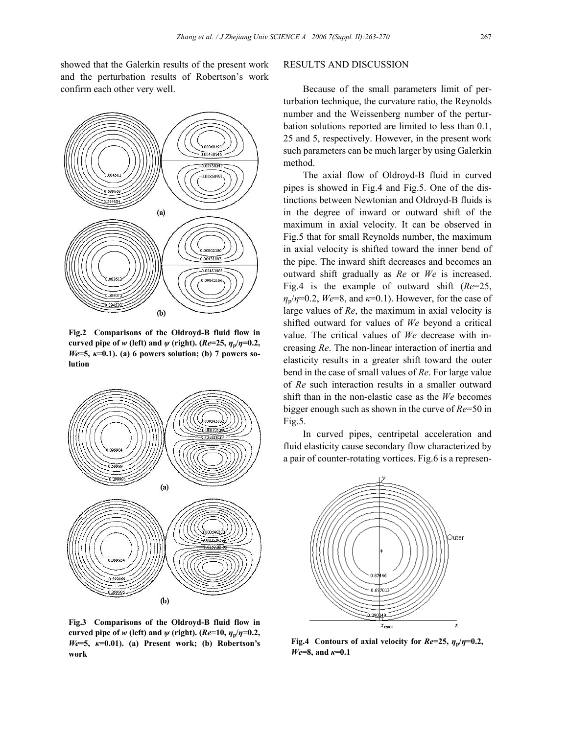showed that the Galerkin results of the present work and the perturbation results of Robertson's work confirm each other very well.

**Fig.2 Comparisons of the Oldroyd-B fluid flow in curved pipe of $w$ (left) and $\psi$ (right). ($Re$=25, $\eta_p/\eta$=0.2, $We$=5, $\kappa$=0.1). (a) 6 powers solution; (b) 7 powers solution**

**Fig.3 Comparisons of the Oldroyd-B fluid flow in curved pipe of $w$ (left) and $\psi$ (right). ($Re$=10, $\eta_p/\eta$=0.2, $We$=5, $\kappa$=0.01). (a) Present work; (b) Robertson's work**

## RESULTS AND DISCUSSION

Because of the small parameters limit of perturbation technique, the curvature ratio, the Reynolds number and the Weissenberg number of the perturbation solutions reported are limited to less than 0.1, 25 and 5, respectively. However, in the present work such parameters can be much larger by using Galerkin method.

The axial flow of Oldroyd-B fluid in curved pipes is showed in Fig.4 and Fig.5. One of the distinctions between Newtonian and Oldroyd-B fluids is in the degree of inward or outward shift of the maximum in axial velocity. It can be observed in Fig.5 that for small Reynolds number, the maximum in axial velocity is shifted toward the inner bend of the pipe. The inward shift decreases and becomes an outward shift gradually as $Re$ or $We$ is increased. Fig.4 is the example of outward shift ($Re$=25, $\eta_p/\eta$=0.2, $We$=8, and $\kappa$=0.1). However, for the case of large values of $Re$, the maximum in axial velocity is shifted outward for values of $We$ beyond a critical value. The critical values of $We$ decrease with increasing $Re$. The non-linear interaction of inertia and elasticity results in a greater shift toward the outer bend in the case of small values of $Re$. For large value of $Re$ such interaction results in a smaller outward shift than in the non-elastic case as the $We$ becomes bigger enough such as shown in the curve of $Re$=50 in Fig.5.

In curved pipes, centripetal acceleration and fluid elasticity cause secondary flow characterized by a pair of counter-rotating vortices. Fig.6 is a represen-

**Fig.4 Contours of axial velocity for $Re$=25, $\eta_p/\eta$=0.2, $We$=8, and $\kappa$=0.1**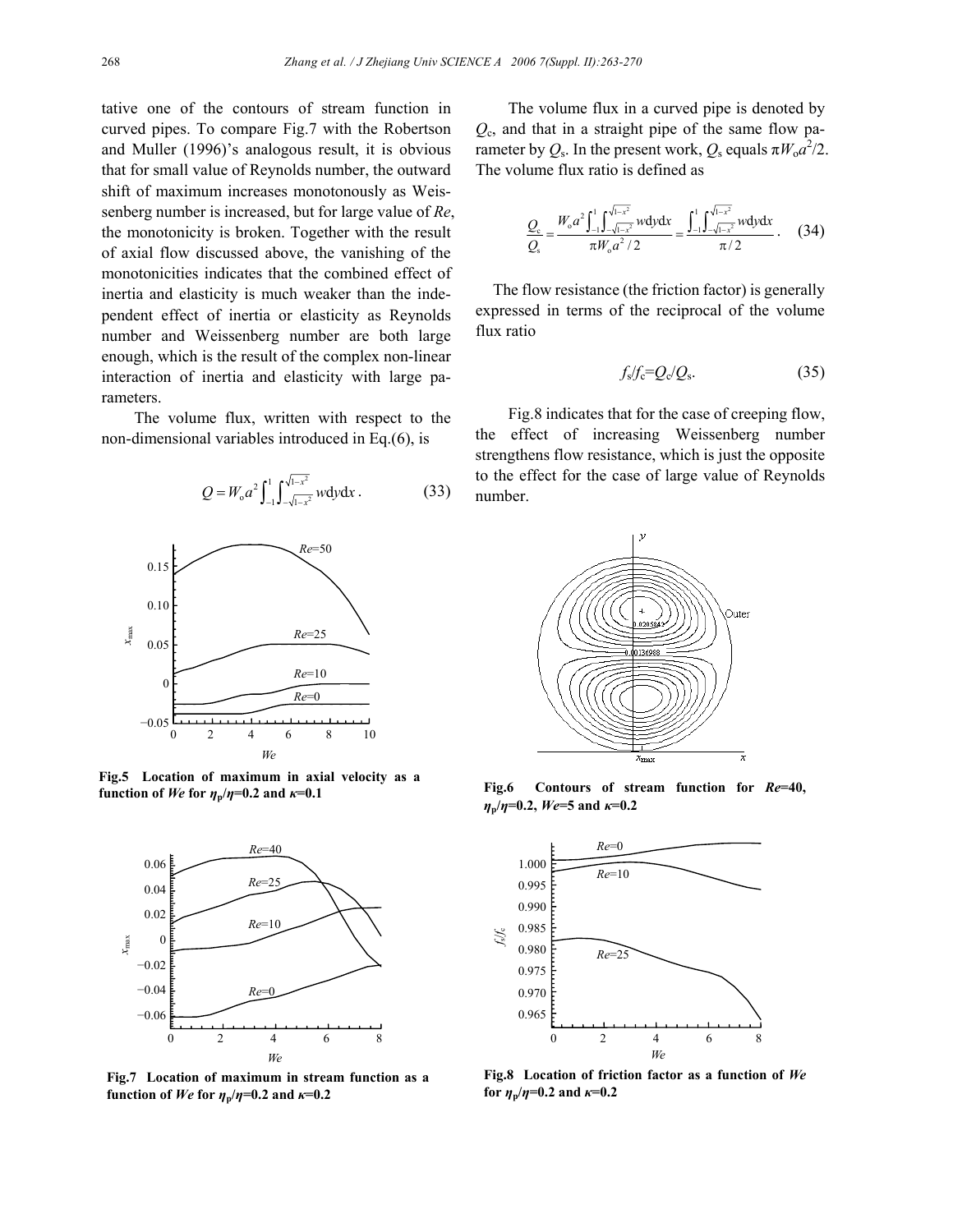tative one of the contours of stream function in curved pipes. To compare Fig.7 with the Robertson and Muller (1996)'s analogous result, it is obvious that for small value of Reynolds number, the outward shift of maximum increases monotonously as Weissenberg number is increased, but for large value of *Re*, the monotonicity is broken. Together with the result of axial flow discussed above, the vanishing of the monotonicities indicates that the combined effect of inertia and elasticity is much weaker than the independent effect of inertia or elasticity as Reynolds number and Weissenberg number are both large enough, which is the result of the complex non-linear interaction of inertia and elasticity with large parameters.

The volume flux, written with respect to the non-dimensional variables introduced in Eq.(6), is

$$Q = W_o a^2 \int_{-1}^{1} \int_{-\sqrt{1-x^2}}^{\sqrt{1-x^2}} w \mathrm{d}y \mathrm{d}x \,. \tag{33}$$

Fig.5 Location of maximum in axial velocity as a function of *We* for $\eta_p/\eta$=0.2 and $\kappa$=0.1

Fig.7 Location of maximum in stream function as a function of *We* for $\eta_p/\eta$=0.2 and $\kappa$=0.2

The volume flux in a curved pipe is denoted by $Q_c$, and that in a straight pipe of the same flow parameter by $Q_s$. In the present work, $Q_s$ equals $\pi W_o a^2/2$. The volume flux ratio is defined as

$$\frac{Q_c}{Q_s} = \frac{W_o a^2 \int_{-1}^{1} \int_{-\sqrt{1-x^2}}^{\sqrt{1-x^2}} w \mathrm{d}y \mathrm{d}x}{\pi W_o a^2 / 2} = \frac{\int_{-1}^{1} \int_{-\sqrt{1-x^2}}^{\sqrt{1-x^2}} w \mathrm{d}y \mathrm{d}x}{\pi / 2} \,. \tag{34}$$

The flow resistance (the friction factor) is generally expressed in terms of the reciprocal of the volume flux ratio

$$f_s/f_c = Q_c/Q_s. \tag{35}$$

Fig.8 indicates that for the case of creeping flow, the effect of increasing Weissenberg number strengthens flow resistance, which is just the opposite to the effect for the case of large value of Reynolds number.

Fig.6 Contours of stream function for *Re*=40, $\eta_p/\eta$=0.2, *We*=5 and $\kappa$=0.2

Fig.8 Location of friction factor as a function of *We* for $\eta_p/\eta$=0.2 and $\kappa$=0.2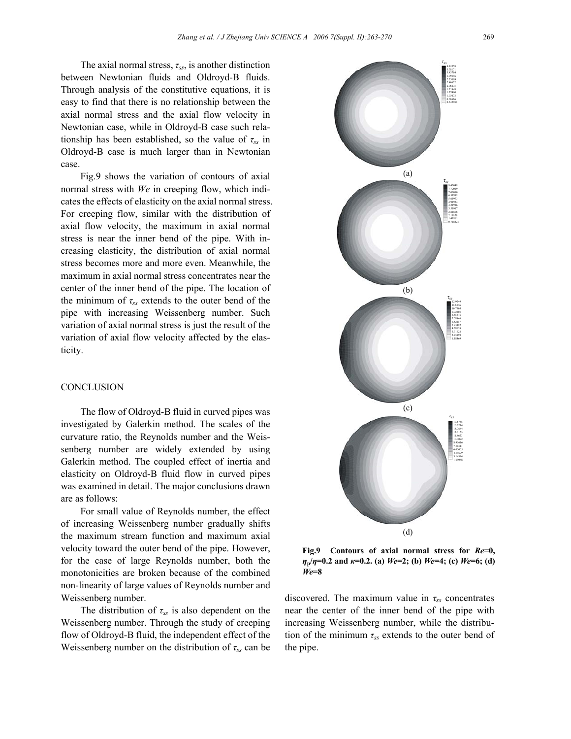The axial normal stress, $\tau_{ss}$, is another distinction between Newtonian fluids and Oldroyd-B fluids. Through analysis of the constitutive equations, it is easy to find that there is no relationship between the axial normal stress and the axial flow velocity in Newtonian case, while in Oldroyd-B case such relationship has been established, so the value of $\tau_{ss}$ in Oldroyd-B case is much larger than in Newtonian case.

Fig.9 shows the variation of contours of axial normal stress with *We* in creeping flow, which indicates the effects of elasticity on the axial normal stress. For creeping flow, similar with the distribution of axial flow velocity, the maximum in axial normal stress is near the inner bend of the pipe. With increasing elasticity, the distribution of axial normal stress becomes more and more even. Meanwhile, the maximum in axial normal stress concentrates near the center of the inner bend of the pipe. The location of the minimum of $\tau_{ss}$ extends to the outer bend of the pipe with increasing Weissenberg number. Such variation of axial normal stress is just the result of the variation of axial flow velocity affected by the elasticity.

**Fig.9 Contours of axial normal stress for *Re*=0, $\eta_p/\eta$=0.2 and $\kappa$=0.2. (a) *We*=2; (b) *We*=4; (c) *We*=6; (d) *We*=8**

## CONCLUSION

The flow of Oldroyd-B fluid in curved pipes was investigated by Galerkin method. The scales of the curvature ratio, the Reynolds number and the Weissenberg number are widely extended by using Galerkin method. The coupled effect of inertia and elasticity on Oldroyd-B fluid flow in curved pipes was examined in detail. The major conclusions drawn are as follows:

For small value of Reynolds number, the effect of increasing Weissenberg number gradually shifts the maximum stream function and maximum axial velocity toward the outer bend of the pipe. However, for the case of large Reynolds number, both the monotonicities are broken because of the combined non-linearity of large values of Reynolds number and Weissenberg number.

The distribution of $\tau_{ss}$ is also dependent on the Weissenberg number. Through the study of creeping flow of Oldroyd-B fluid, the independent effect of the Weissenberg number on the distribution of $\tau_{ss}$ can be discovered. The maximum value in $\tau_{ss}$ concentrates near the center of the inner bend of the pipe with increasing Weissenberg number, while the distribution of the minimum $\tau_{ss}$ extends to the outer bend of the pipe.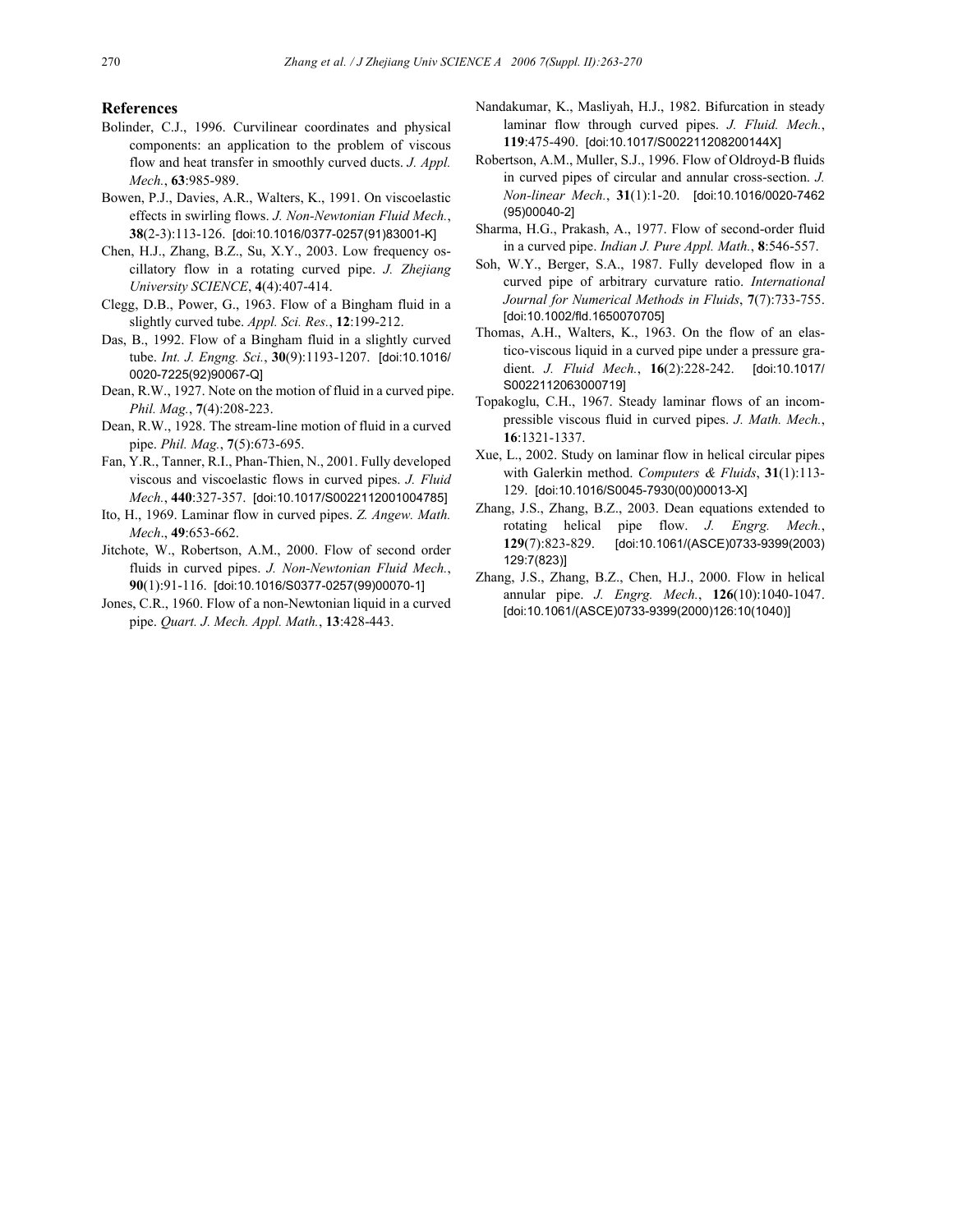## References

Bolinder, C.J., 1996. Curvilinear coordinates and physical components: an application to the problem of viscous flow and heat transfer in smoothly curved ducts. *J. Appl. Mech.*, **63**:985-989.

Bowen, P.J., Davies, A.R., Walters, K., 1991. On viscoelastic effects in swirling flows. *J. Non-Newtonian Fluid Mech.*, **38**(2-3):113-126. [doi:10.1016/0377-0257(91)83001-K]

Chen, H.J., Zhang, B.Z., Su, X.Y., 2003. Low frequency oscillatory flow in a rotating curved pipe. *J. Zhejiang University SCIENCE*, **4**(4):407-414.

Clegg, D.B., Power, G., 1963. Flow of a Bingham fluid in a slightly curved tube. *Appl. Sci. Res.*, **12**:199-212.

Das, B., 1992. Flow of a Bingham fluid in a slightly curved tube. *Int. J. Engng. Sci.*, **30**(9):1193-1207. [doi:10.1016/0020-7225(92)90067-Q]

Dean, R.W., 1927. Note on the motion of fluid in a curved pipe. *Phil. Mag.*, **7**(4):208-223.

Dean, R.W., 1928. The stream-line motion of fluid in a curved pipe. *Phil. Mag.*, **7**(5):673-695.

Fan, Y.R., Tanner, R.I., Phan-Thien, N., 2001. Fully developed viscous and viscoelastic flows in curved pipes. *J. Fluid Mech.*, **440**:327-357. [doi:10.1017/S0022112001004785]

Ito, H., 1969. Laminar flow in curved pipes. *Z. Angew. Math. Mech*., **49**:653-662.

Jitchote, W., Robertson, A.M., 2000. Flow of second order fluids in curved pipes. *J. Non-Newtonian Fluid Mech.*, **90**(1):91-116. [doi:10.1016/S0377-0257(99)00070-1]

Jones, C.R., 1960. Flow of a non-Newtonian liquid in a curved pipe. *Quart. J. Mech. Appl. Math.*, **13**:428-443.

Nandakumar, K., Masliyah, H.J., 1982. Bifurcation in steady laminar flow through curved pipes. *J. Fluid. Mech.*, **119**:475-490. [doi:10.1017/S002211208200144X]

Robertson, A.M., Muller, S.J., 1996. Flow of Oldroyd-B fluids in curved pipes of circular and annular cross-section. *J. Non-linear Mech.*, **31**(1):1-20. [doi:10.1016/0020-7462(95)00040-2]

Sharma, H.G., Prakash, A., 1977. Flow of second-order fluid in a curved pipe. *Indian J. Pure Appl. Math.*, **8**:546-557.

Soh, W.Y., Berger, S.A., 1987. Fully developed flow in a curved pipe of arbitrary curvature ratio. *International Journal for Numerical Methods in Fluids*, **7**(7):733-755. [doi:10.1002/fld.1650070705]

Thomas, A.H., Walters, K., 1963. On the flow of an elastico-viscous liquid in a curved pipe under a pressure gradient. *J. Fluid Mech.*, **16**(2):228-242. [doi:10.1017/S0022112063000719]

Topakoglu, C.H., 1967. Steady laminar flows of an incompressible viscous fluid in curved pipes. *J. Math. Mech.*, **16**:1321-1337.

Xue, L., 2002. Study on laminar flow in helical circular pipes with Galerkin method. *Computers & Fluids*, **31**(1):113-129. [doi:10.1016/S0045-7930(00)00013-X]

Zhang, J.S., Zhang, B.Z., 2003. Dean equations extended to rotating helical pipe flow. *J. Engrg. Mech.*, **129**(7):823-829. [doi:10.1061/(ASCE)0733-9399(2003)129:7(823)]

Zhang, J.S., Zhang, B.Z., Chen, H.J., 2000. Flow in helical annular pipe. *J. Engrg. Mech.*, **126**(10):1040-1047. [doi:10.1061/(ASCE)0733-9399(2000)126:10(1040)]